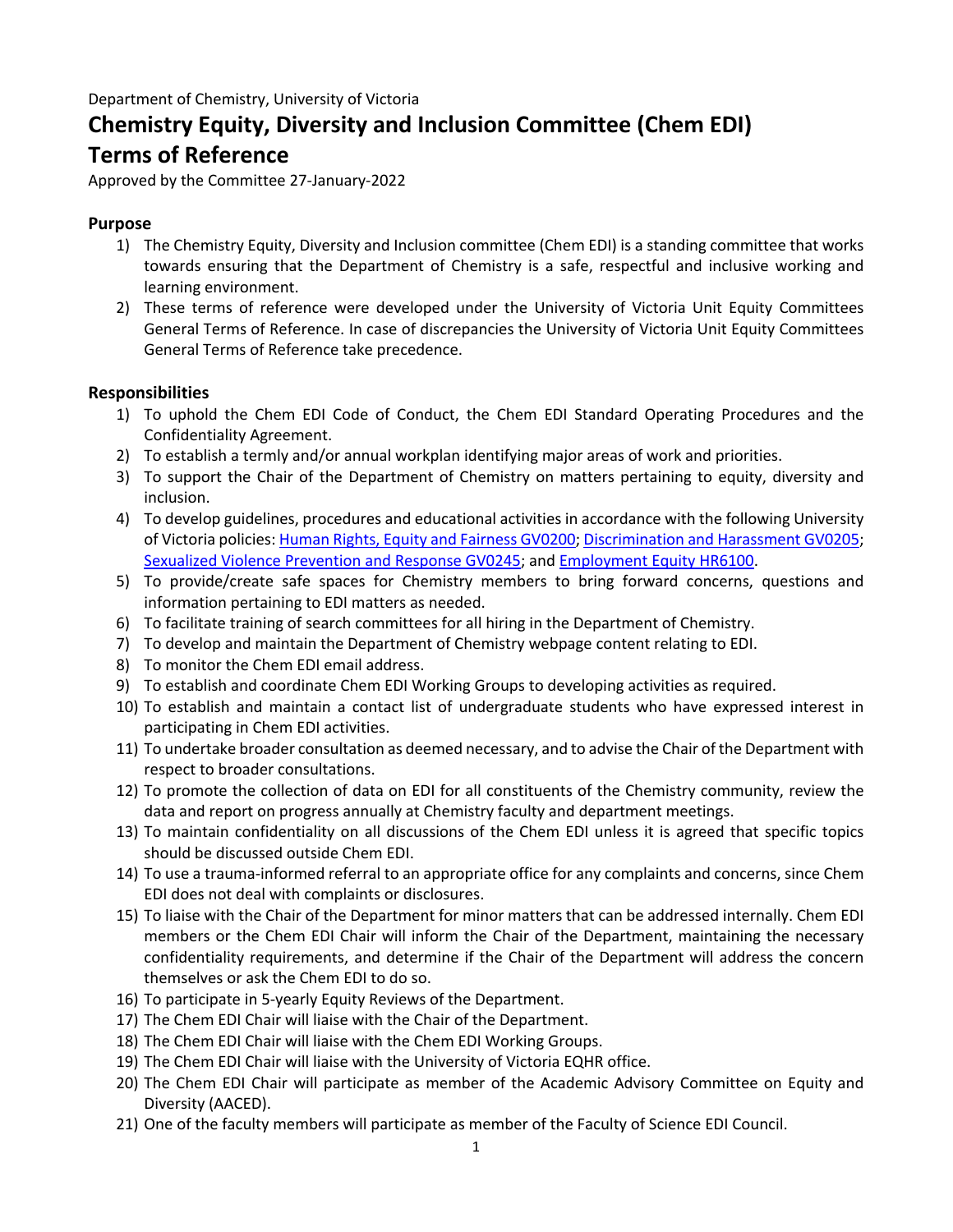Department of Chemistry, University of Victoria

# Chemistry Equity, Diversity and Inclusion Committee (Chem EDI) Terms of Reference

Approved by the Committee 27-January-2022

## Purpose

1) The Chemistry Equity, Diversity and Inclusion committee (Chem EDI) is a standing committee that works towards ensuring that the Department of Chemistry is a safe, respectful and inclusive working and learning environment.
2) These terms of reference were developed under the University of Victoria Unit Equity Committees General Terms of Reference. In case of discrepancies the University of Victoria Unit Equity Committees General Terms of Reference take precedence.

## Responsibilities

1) To uphold the Chem EDI Code of Conduct, the Chem EDI Standard Operating Procedures and the Confidentiality Agreement.
2) To establish a termly and/or annual workplan identifying major areas of work and priorities.
3) To support the Chair of the Department of Chemistry on matters pertaining to equity, diversity and inclusion.
4) To develop guidelines, procedures and educational activities in accordance with the following University of Victoria policies: Human Rights, Equity and Fairness GV0200; Discrimination and Harassment GV0205; Sexualized Violence Prevention and Response GV0245; and Employment Equity HR6100.
5) To provide/create safe spaces for Chemistry members to bring forward concerns, questions and information pertaining to EDI matters as needed.
6) To facilitate training of search committees for all hiring in the Department of Chemistry.
7) To develop and maintain the Department of Chemistry webpage content relating to EDI.
8) To monitor the Chem EDI email address.
9) To establish and coordinate Chem EDI Working Groups to developing activities as required.
10) To establish and maintain a contact list of undergraduate students who have expressed interest in participating in Chem EDI activities.
11) To undertake broader consultation as deemed necessary, and to advise the Chair of the Department with respect to broader consultations.
12) To promote the collection of data on EDI for all constituents of the Chemistry community, review the data and report on progress annually at Chemistry faculty and department meetings.
13) To maintain confidentiality on all discussions of the Chem EDI unless it is agreed that specific topics should be discussed outside Chem EDI.
14) To use a trauma-informed referral to an appropriate office for any complaints and concerns, since Chem EDI does not deal with complaints or disclosures.
15) To liaise with the Chair of the Department for minor matters that can be addressed internally. Chem EDI members or the Chem EDI Chair will inform the Chair of the Department, maintaining the necessary confidentiality requirements, and determine if the Chair of the Department will address the concern themselves or ask the Chem EDI to do so.
16) To participate in 5-yearly Equity Reviews of the Department.
17) The Chem EDI Chair will liaise with the Chair of the Department.
18) The Chem EDI Chair will liaise with the Chem EDI Working Groups.
19) The Chem EDI Chair will liaise with the University of Victoria EQHR office.
20) The Chem EDI Chair will participate as member of the Academic Advisory Committee on Equity and Diversity (AACED).
21) One of the faculty members will participate as member of the Faculty of Science EDI Council.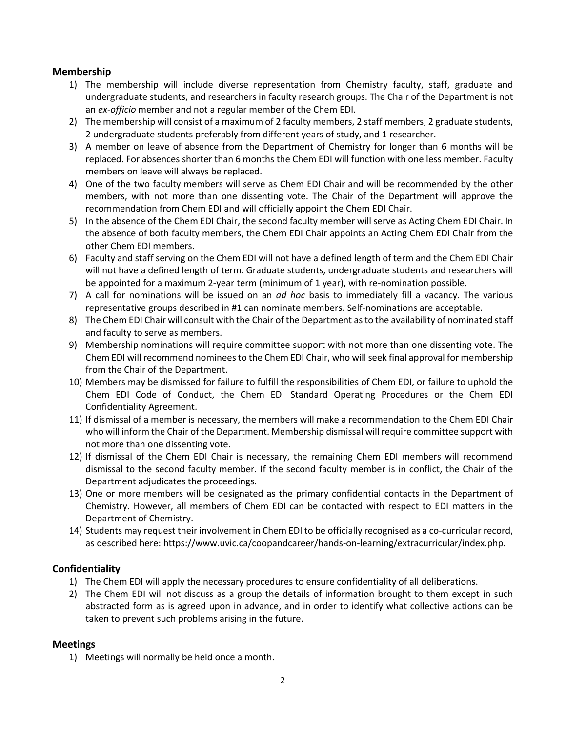## Membership

1) The membership will include diverse representation from Chemistry faculty, staff, graduate and undergraduate students, and researchers in faculty research groups. The Chair of the Department is not an *ex-officio* member and not a regular member of the Chem EDI.
2) The membership will consist of a maximum of 2 faculty members, 2 staff members, 2 graduate students, 2 undergraduate students preferably from different years of study, and 1 researcher.
3) A member on leave of absence from the Department of Chemistry for longer than 6 months will be replaced. For absences shorter than 6 months the Chem EDI will function with one less member. Faculty members on leave will always be replaced.
4) One of the two faculty members will serve as Chem EDI Chair and will be recommended by the other members, with not more than one dissenting vote. The Chair of the Department will approve the recommendation from Chem EDI and will officially appoint the Chem EDI Chair.
5) In the absence of the Chem EDI Chair, the second faculty member will serve as Acting Chem EDI Chair. In the absence of both faculty members, the Chem EDI Chair appoints an Acting Chem EDI Chair from the other Chem EDI members.
6) Faculty and staff serving on the Chem EDI will not have a defined length of term and the Chem EDI Chair will not have a defined length of term. Graduate students, undergraduate students and researchers will be appointed for a maximum 2-year term (minimum of 1 year), with re-nomination possible.
7) A call for nominations will be issued on an *ad hoc* basis to immediately fill a vacancy. The various representative groups described in #1 can nominate members. Self-nominations are acceptable.
8) The Chem EDI Chair will consult with the Chair of the Department as to the availability of nominated staff and faculty to serve as members.
9) Membership nominations will require committee support with not more than one dissenting vote. The Chem EDI will recommend nominees to the Chem EDI Chair, who will seek final approval for membership from the Chair of the Department.
10) Members may be dismissed for failure to fulfill the responsibilities of Chem EDI, or failure to uphold the Chem EDI Code of Conduct, the Chem EDI Standard Operating Procedures or the Chem EDI Confidentiality Agreement.
11) If dismissal of a member is necessary, the members will make a recommendation to the Chem EDI Chair who will inform the Chair of the Department. Membership dismissal will require committee support with not more than one dissenting vote.
12) If dismissal of the Chem EDI Chair is necessary, the remaining Chem EDI members will recommend dismissal to the second faculty member. If the second faculty member is in conflict, the Chair of the Department adjudicates the proceedings.
13) One or more members will be designated as the primary confidential contacts in the Department of Chemistry. However, all members of Chem EDI can be contacted with respect to EDI matters in the Department of Chemistry.
14) Students may request their involvement in Chem EDI to be officially recognised as a co-curricular record, as described here: https://www.uvic.ca/coopandcareer/hands-on-learning/extracurricular/index.php.

## Confidentiality

1) The Chem EDI will apply the necessary procedures to ensure confidentiality of all deliberations.
2) The Chem EDI will not discuss as a group the details of information brought to them except in such abstracted form as is agreed upon in advance, and in order to identify what collective actions can be taken to prevent such problems arising in the future.

## Meetings

1) Meetings will normally be held once a month.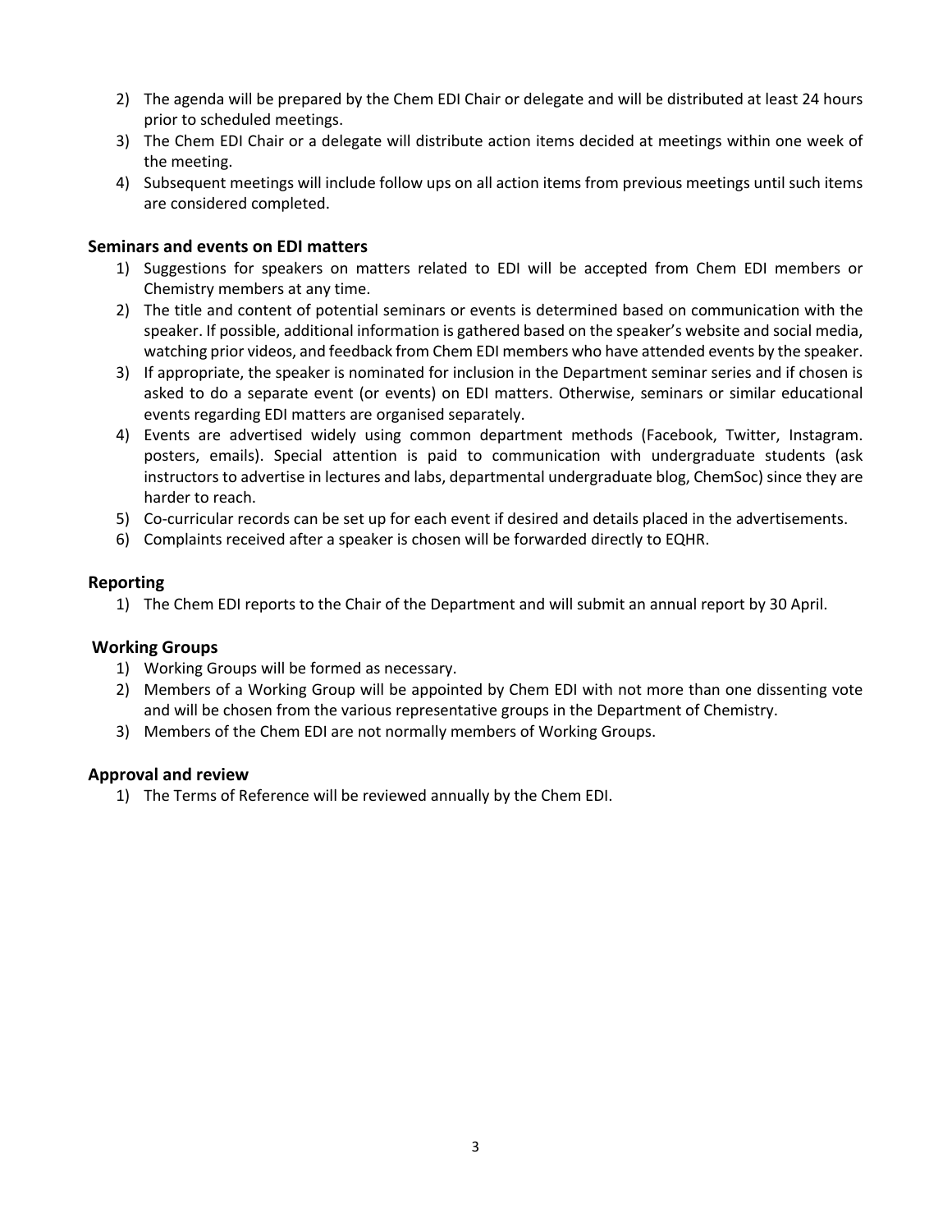2) The agenda will be prepared by the Chem EDI Chair or delegate and will be distributed at least 24 hours prior to scheduled meetings.
3) The Chem EDI Chair or a delegate will distribute action items decided at meetings within one week of the meeting.
4) Subsequent meetings will include follow ups on all action items from previous meetings until such items are considered completed.

### Seminars and events on EDI matters

1) Suggestions for speakers on matters related to EDI will be accepted from Chem EDI members or Chemistry members at any time.
2) The title and content of potential seminars or events is determined based on communication with the speaker. If possible, additional information is gathered based on the speaker's website and social media, watching prior videos, and feedback from Chem EDI members who have attended events by the speaker.
3) If appropriate, the speaker is nominated for inclusion in the Department seminar series and if chosen is asked to do a separate event (or events) on EDI matters. Otherwise, seminars or similar educational events regarding EDI matters are organised separately.
4) Events are advertised widely using common department methods (Facebook, Twitter, Instagram. posters, emails). Special attention is paid to communication with undergraduate students (ask instructors to advertise in lectures and labs, departmental undergraduate blog, ChemSoc) since they are harder to reach.
5) Co-curricular records can be set up for each event if desired and details placed in the advertisements.
6) Complaints received after a speaker is chosen will be forwarded directly to EQHR.

### Reporting

1) The Chem EDI reports to the Chair of the Department and will submit an annual report by 30 April.

### Working Groups

1) Working Groups will be formed as necessary.
2) Members of a Working Group will be appointed by Chem EDI with not more than one dissenting vote and will be chosen from the various representative groups in the Department of Chemistry.
3) Members of the Chem EDI are not normally members of Working Groups.

### Approval and review

1) The Terms of Reference will be reviewed annually by the Chem EDI.